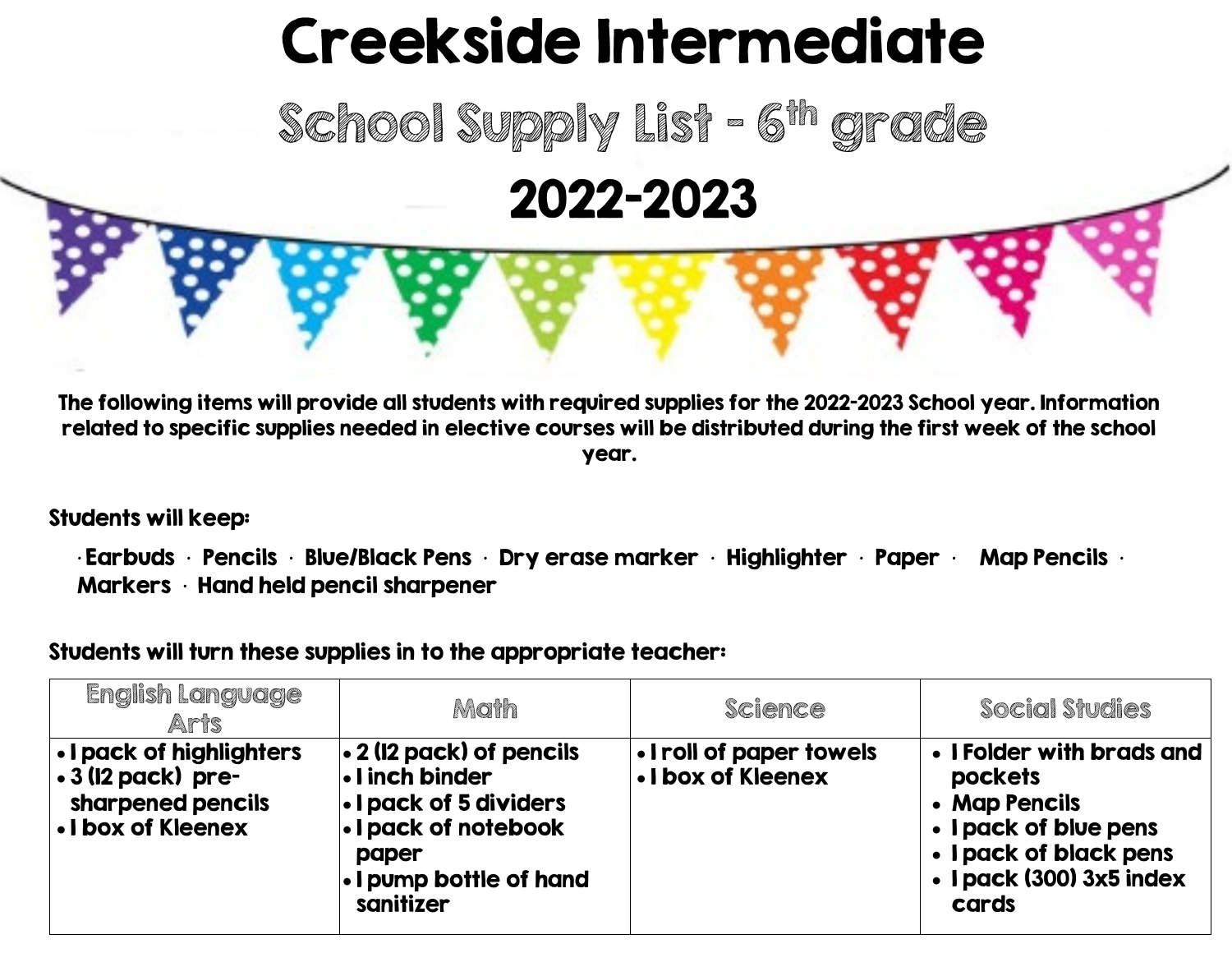# Creekside Intermediate

## School Supply List - 6th grade

## 2022-2023

**The following items will provide all students with required supplies for the 2022-2023 School year. Information related to specific supplies needed in elective courses will be distributed during the first week of the school year.**

**Students will keep:**

· Earbuds · Pencils · Blue/Black Pens · Dry erase marker · Highlighter · Paper · Map Pencils · Markers · Hand held pencil sharpener

**Students will turn these supplies in to the appropriate teacher:**

| English Language Arts | Math | Science | Social Studies |
|---|---|---|---|
| • 1 pack of highlighters<br>• 3 (12 pack) pre-sharpened pencils<br>• 1 box of Kleenex | • 2 (12 pack) of pencils<br>• 1 inch binder<br>• 1 pack of 5 dividers<br>• 1 pack of notebook paper<br>• 1 pump bottle of hand sanitizer | • 1 roll of paper towels<br>• 1 box of Kleenex | • 1 Folder with brads and pockets<br>• Map Pencils<br>• 1 pack of blue pens<br>• 1 pack of black pens<br>• 1 pack (300) 3x5 index cards |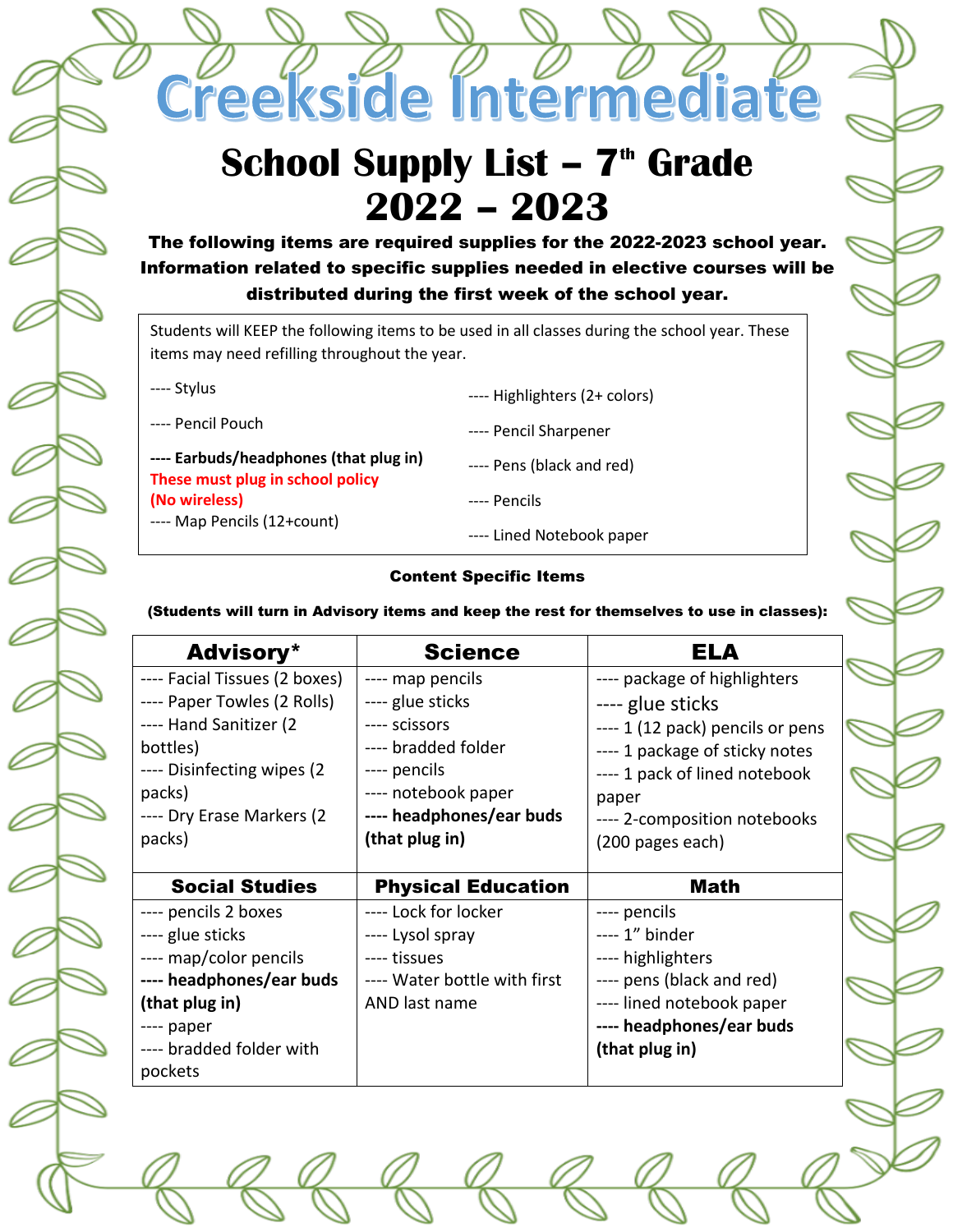# Creekside Intermediate

## School Supply List – 7th Grade 2022 – 2023

**The following items are required supplies for the 2022-2023 school year. Information related to specific supplies needed in elective courses will be distributed during the first week of the school year.**

Students will KEEP the following items to be used in all classes during the school year. These items may need refilling throughout the year.

---- Stylus

---- Pencil Pouch

**---- Earbuds/headphones (that plug in)**
**These must plug in school policy (No wireless)**

---- Map Pencils (12+count)

---- Highlighters (2+ colors)

---- Pencil Sharpener

---- Pens (black and red)

---- Pencils

---- Lined Notebook paper

**Content Specific Items**

**(Students will turn in Advisory items and keep the rest for themselves to use in classes):**

| Advisory* | Science | ELA |
|---|---|---|
| ---- Facial Tissues (2 boxes)<br>---- Paper Towles (2 Rolls)<br>---- Hand Sanitizer (2 bottles)<br>---- Disinfecting wipes (2 packs)<br>---- Dry Erase Markers (2 packs) | ---- map pencils<br>---- glue sticks<br>---- scissors<br>---- bradded folder<br>---- pencils<br>---- notebook paper<br>**---- headphones/ear buds (that plug in)** | ---- package of highlighters<br>---- glue sticks<br>---- 1 (12 pack) pencils or pens<br>---- 1 package of sticky notes<br>---- 1 pack of lined notebook paper<br>---- 2-composition notebooks (200 pages each) |
| **Social Studies** | **Physical Education** | **Math** |
| ---- pencils 2 boxes<br>---- glue sticks<br>---- map/color pencils<br>**---- headphones/ear buds (that plug in)**<br>---- paper<br>---- bradded folder with pockets | ---- Lock for locker<br>---- Lysol spray<br>---- tissues<br>---- Water bottle with first AND last name | ---- pencils<br>---- 1" binder<br>---- highlighters<br>---- pens (black and red)<br>---- lined notebook paper<br>**---- headphones/ear buds (that plug in)** |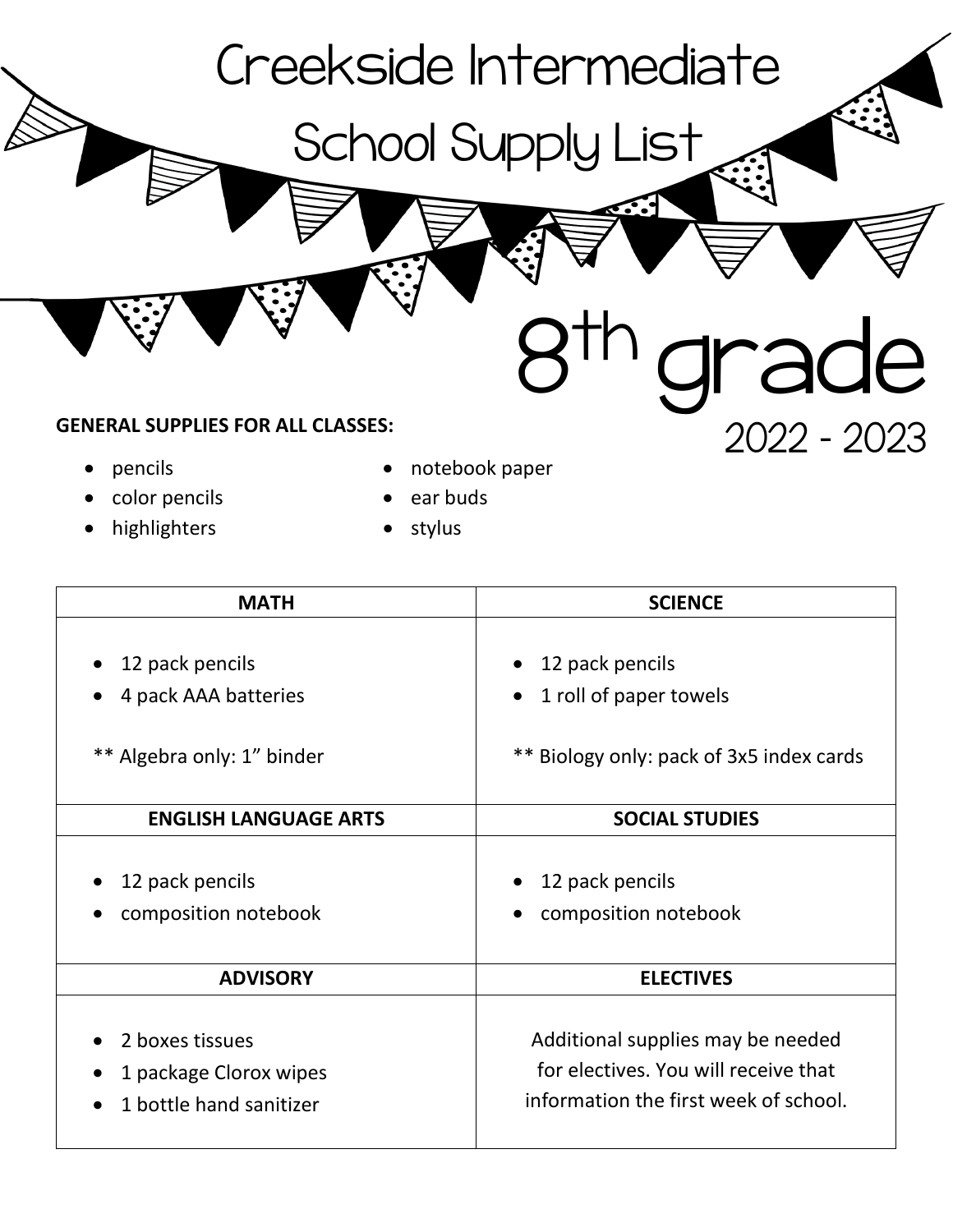# Creekside Intermediate

## School Supply List

# 8th grade

2022 - 2023

**GENERAL SUPPLIES FOR ALL CLASSES:**

- pencils
- color pencils
- highlighters
- notebook paper
- ear buds
- stylus

| MATH | SCIENCE |
|---|---|
| • 12 pack pencils<br>• 4 pack AAA batteries<br><br>** Algebra only: 1” binder | • 12 pack pencils<br>• 1 roll of paper towels<br><br>** Biology only: pack of 3x5 index cards |
| **ENGLISH LANGUAGE ARTS** | **SOCIAL STUDIES** |
| • 12 pack pencils<br>• composition notebook | • 12 pack pencils<br>• composition notebook |
| **ADVISORY** | **ELECTIVES** |
| • 2 boxes tissues<br>• 1 package Clorox wipes<br>• 1 bottle hand sanitizer | Additional supplies may be needed for electives. You will receive that information the first week of school. |